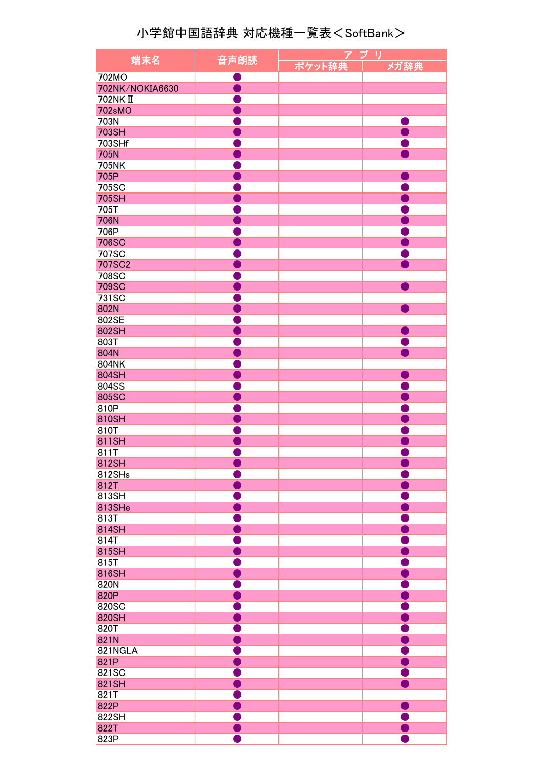# 小学館中国語辞典 対応機種一覧表＜SoftBank＞

| 端末名 | 音声朗読 | アプリ | |
|---|---|---|---|
| | | ポケット辞典 | メガ辞典 |
| 702MO | ● | | |
| 702NK/NOKIA6630 | ● | | |
| 702NK Ⅱ | ● | | |
| 702sMO | ● | | |
| 703N | ● | | ● |
| 703SH | ● | | ● |
| 703SHf | ● | | ● |
| 705N | ● | | ● |
| 705NK | ● | | |
| 705P | ● | | ● |
| 705SC | ● | | ● |
| 705SH | ● | | ● |
| 705T | ● | | ● |
| 706N | ● | | ● |
| 706P | ● | | ● |
| 706SC | ● | | ● |
| 707SC | ● | | ● |
| 707SC2 | ● | | ● |
| 708SC | ● | | |
| 709SC | ● | | ● |
| 731SC | ● | | |
| 802N | ● | | ● |
| 802SE | ● | | |
| 802SH | ● | | ● |
| 803T | ● | | ● |
| 804N | ● | | ● |
| 804NK | ● | | |
| 804SH | ● | | ● |
| 804SS | ● | | ● |
| 805SC | ● | | ● |
| 810P | ● | | ● |
| 810SH | ● | | ● |
| 810T | ● | | ● |
| 811SH | ● | | ● |
| 811T | ● | | ● |
| 812SH | ● | | ● |
| 812SHs | ● | | ● |
| 812T | ● | | ● |
| 813SH | ● | | ● |
| 813SHe | ● | | ● |
| 813T | ● | | ● |
| 814SH | ● | | ● |
| 814T | ● | | ● |
| 815SH | ● | | ● |
| 815T | ● | | ● |
| 816SH | ● | | ● |
| 820N | ● | | ● |
| 820P | ● | | ● |
| 820SC | ● | | ● |
| 820SH | ● | | ● |
| 820T | ● | | ● |
| 821N | ● | | ● |
| 821NGLA | ● | | ● |
| 821P | ● | | ● |
| 821SC | ● | | ● |
| 821SH | ● | | ● |
| 821T | ● | | |
| 822P | ● | | ● |
| 822SH | ● | | ● |
| 822T | ● | | ● |
| 823P | ● | | ● |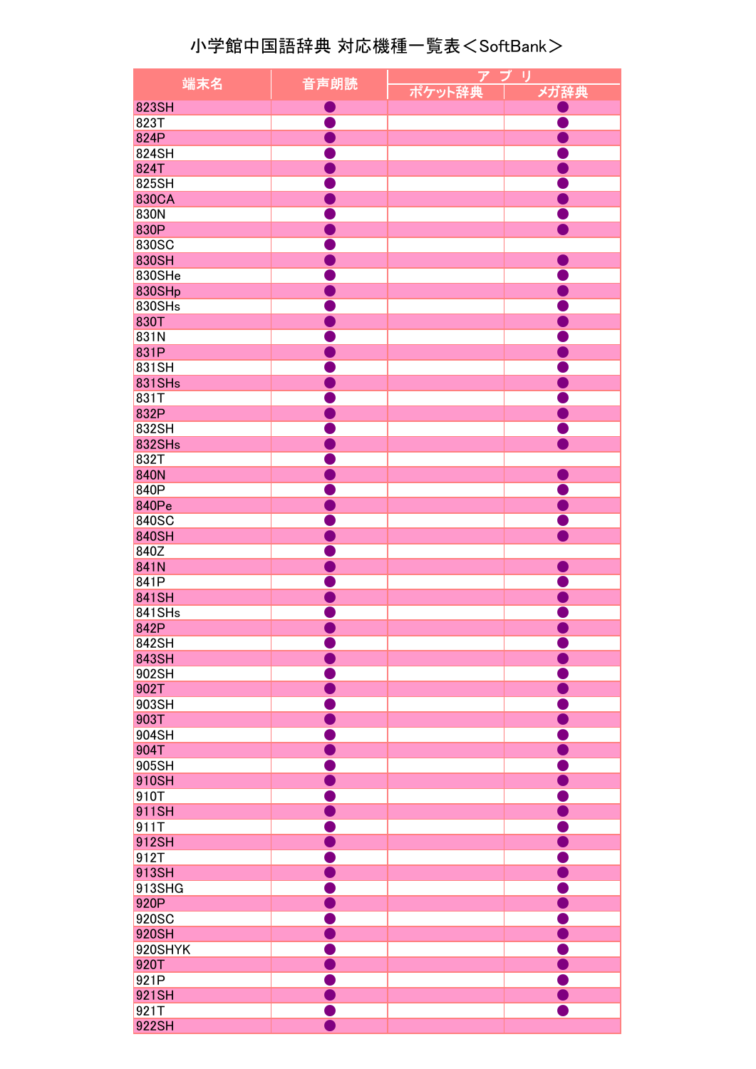# 小学館中国語辞典 対応機種一覧表＜SoftBank＞

| 端末名 | 音声朗読 | アプリ | |
|---|---|---|---|
| | | ポケット辞典 | メガ辞典 |
| 823SH | ● | | ● |
| 823T | ● | | ● |
| 824P | ● | | ● |
| 824SH | ● | | ● |
| 824T | ● | | ● |
| 825SH | ● | | ● |
| 830CA | ● | | ● |
| 830N | ● | | ● |
| 830P | ● | | ● |
| 830SC | ● | | |
| 830SH | ● | | ● |
| 830SHe | ● | | ● |
| 830SHp | ● | | ● |
| 830SHs | ● | | ● |
| 830T | ● | | ● |
| 831N | ● | | ● |
| 831P | ● | | ● |
| 831SH | ● | | ● |
| 831SHs | ● | | ● |
| 831T | ● | | ● |
| 832P | ● | | ● |
| 832SH | ● | | ● |
| 832SHs | ● | | ● |
| 832T | ● | | |
| 840N | ● | | ● |
| 840P | ● | | ● |
| 840Pe | ● | | ● |
| 840SC | ● | | ● |
| 840SH | ● | | ● |
| 840Z | ● | | |
| 841N | ● | | ● |
| 841P | ● | | ● |
| 841SH | ● | | ● |
| 841SHs | ● | | ● |
| 842P | ● | | ● |
| 842SH | ● | | ● |
| 843SH | ● | | ● |
| 902SH | ● | | ● |
| 902T | ● | | ● |
| 903SH | ● | | ● |
| 903T | ● | | ● |
| 904SH | ● | | ● |
| 904T | ● | | ● |
| 905SH | ● | | ● |
| 910SH | ● | | ● |
| 910T | ● | | ● |
| 911SH | ● | | ● |
| 911T | ● | | ● |
| 912SH | ● | | ● |
| 912T | ● | | ● |
| 913SH | ● | | ● |
| 913SHG | ● | | ● |
| 920P | ● | | ● |
| 920SC | ● | | ● |
| 920SH | ● | | ● |
| 920SHYK | ● | | ● |
| 920T | ● | | ● |
| 921P | ● | | ● |
| 921SH | ● | | ● |
| 921T | ● | | ● |
| 922SH | ● | | |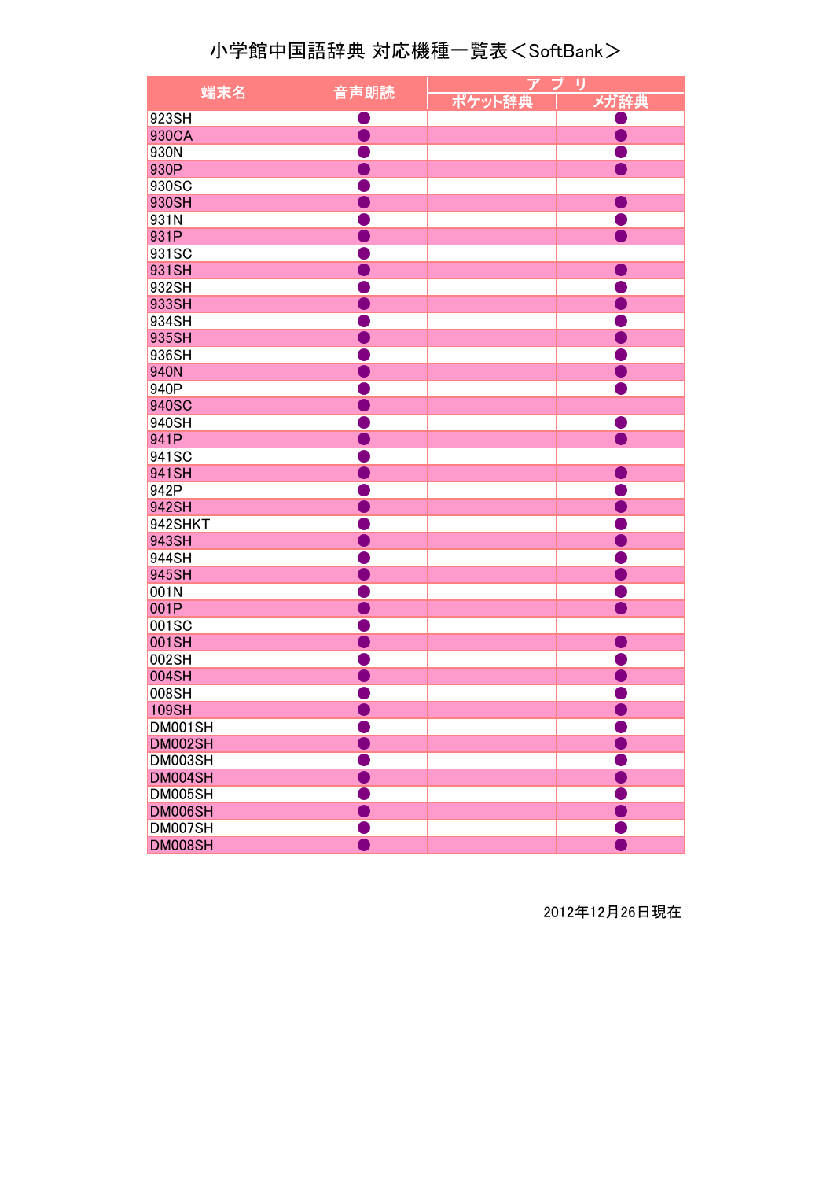# 小学館中国語辞典 対応機種一覧表＜SoftBank＞

| 端末名 | 音声朗読 | アプリ | |
|---|---|---|---|
| | | ポケット辞典 | メガ辞典 |
| 923SH | ● | | ● |
| 930CA | ● | | ● |
| 930N | ● | | ● |
| 930P | ● | | ● |
| 930SC | ● | | |
| 930SH | ● | | ● |
| 931N | ● | | ● |
| 931P | ● | | ● |
| 931SC | ● | | |
| 931SH | ● | | ● |
| 932SH | ● | | ● |
| 933SH | ● | | ● |
| 934SH | ● | | ● |
| 935SH | ● | | ● |
| 936SH | ● | | ● |
| 940N | ● | | ● |
| 940P | ● | | ● |
| 940SC | ● | | |
| 940SH | ● | | ● |
| 941P | ● | | ● |
| 941SC | ● | | |
| 941SH | ● | | ● |
| 942P | ● | | ● |
| 942SH | ● | | ● |
| 942SHKT | ● | | ● |
| 943SH | ● | | ● |
| 944SH | ● | | ● |
| 945SH | ● | | ● |
| 001N | ● | | ● |
| 001P | ● | | ● |
| 001SC | ● | | |
| 001SH | ● | | ● |
| 002SH | ● | | ● |
| 004SH | ● | | ● |
| 008SH | ● | | ● |
| 109SH | ● | | ● |
| DM001SH | ● | | ● |
| DM002SH | ● | | ● |
| DM003SH | ● | | ● |
| DM004SH | ● | | ● |
| DM005SH | ● | | ● |
| DM006SH | ● | | ● |
| DM007SH | ● | | ● |
| DM008SH | ● | | ● |

2012年12月26日現在